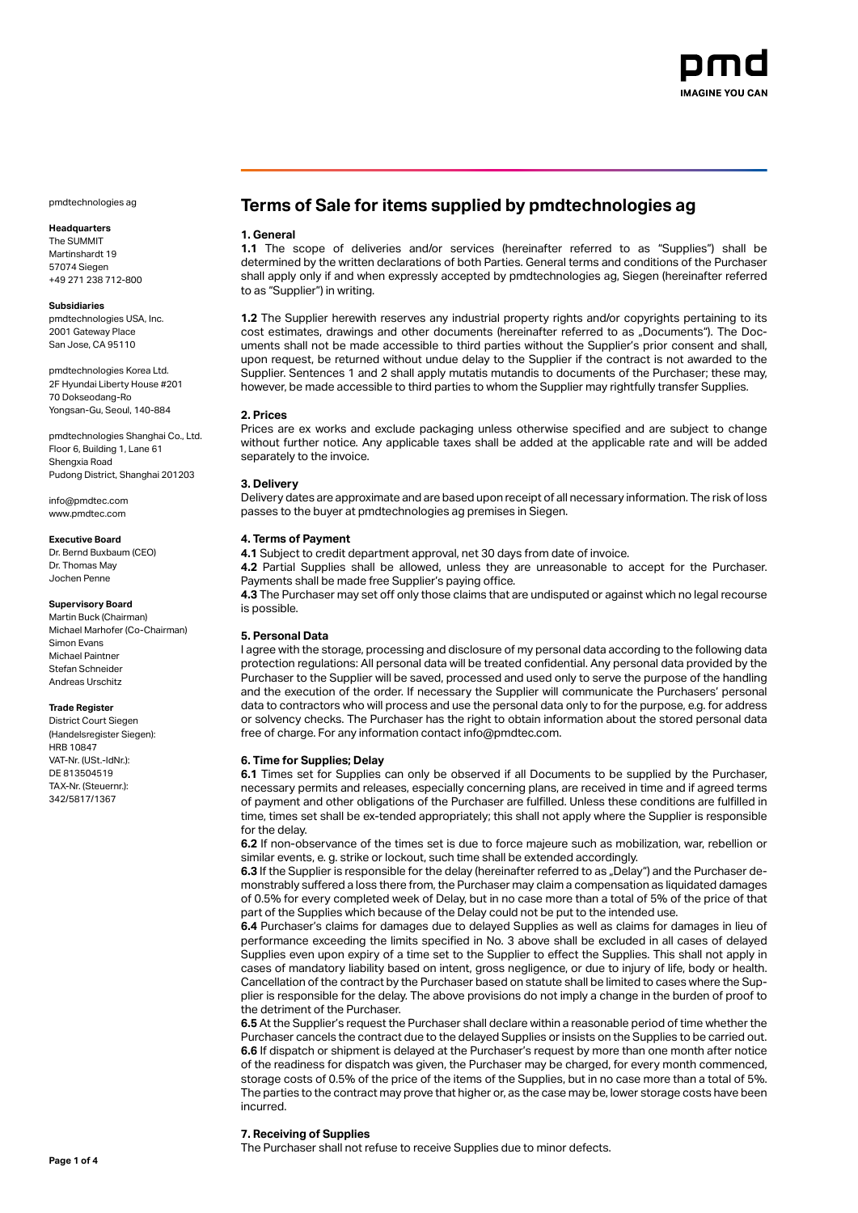pmd
IMAGINE YOU CAN

pmdtechnologies ag

**Headquarters**
The SUMMIT
Martinshardt 19
57074 Siegen
+49 271 238 712-800

**Subsidiaries**
pmdtechnologies USA, Inc.
2001 Gateway Place
San Jose, CA 95110

pmdtechnologies Korea Ltd.
2F Hyundai Liberty House #201
70 Dokseodang-Ro
Yongsan-Gu, Seoul, 140-884

pmdtechnologies Shanghai Co., Ltd.
Floor 6, Building 1, Lane 61
Shengxia Road
Pudong District, Shanghai 201203

info@pmdtec.com
www.pmdtec.com

**Executive Board**
Dr. Bernd Buxbaum (CEO)
Dr. Thomas May
Jochen Penne

**Supervisory Board**
Martin Buck (Chairman)
Michael Marhofer (Co-Chairman)
Simon Evans
Michael Paintner
Stefan Schneider
Andreas Urschitz

**Trade Register**
District Court Siegen
(Handelsregister Siegen):
HRB 10847
VAT-Nr. (USt.-IdNr.):
DE 813504519
TAX-Nr. (Steuernr.):
342/5817/1367

# Terms of Sale for items supplied by pmdtechnologies ag

**1. General**

**1.1** The scope of deliveries and/or services (hereinafter referred to as "Supplies") shall be determined by the written declarations of both Parties. General terms and conditions of the Purchaser shall apply only if and when expressly accepted by pmdtechnologies ag, Siegen (hereinafter referred to as "Supplier") in writing.

**1.2** The Supplier herewith reserves any industrial property rights and/or copyrights pertaining to its cost estimates, drawings and other documents (hereinafter referred to as „Documents"). The Documents shall not be made accessible to third parties without the Supplier's prior consent and shall, upon request, be returned without undue delay to the Supplier if the contract is not awarded to the Supplier. Sentences 1 and 2 shall apply mutatis mutandis to documents of the Purchaser; these may, however, be made accessible to third parties to whom the Supplier may rightfully transfer Supplies.

**2. Prices**

Prices are ex works and exclude packaging unless otherwise specified and are subject to change without further notice. Any applicable taxes shall be added at the applicable rate and will be added separately to the invoice.

**3. Delivery**

Delivery dates are approximate and are based upon receipt of all necessary information. The risk of loss passes to the buyer at pmdtechnologies ag premises in Siegen.

**4. Terms of Payment**

**4.1** Subject to credit department approval, net 30 days from date of invoice.

**4.2** Partial Supplies shall be allowed, unless they are unreasonable to accept for the Purchaser. Payments shall be made free Supplier's paying office.

**4.3** The Purchaser may set off only those claims that are undisputed or against which no legal recourse is possible.

**5. Personal Data**

I agree with the storage, processing and disclosure of my personal data according to the following data protection regulations: All personal data will be treated confidential. Any personal data provided by the Purchaser to the Supplier will be saved, processed and used only to serve the purpose of the handling and the execution of the order. If necessary the Supplier will communicate the Purchasers' personal data to contractors who will process and use the personal data only to for the purpose, e.g. for address or solvency checks. The Purchaser has the right to obtain information about the stored personal data free of charge. For any information contact info@pmdtec.com.

**6. Time for Supplies; Delay**

**6.1** Times set for Supplies can only be observed if all Documents to be supplied by the Purchaser, necessary permits and releases, especially concerning plans, are received in time and if agreed terms of payment and other obligations of the Purchaser are fulfilled. Unless these conditions are fulfilled in time, times set shall be ex-tended appropriately; this shall not apply where the Supplier is responsible for the delay.

**6.2** If non-observance of the times set is due to force majeure such as mobilization, war, rebellion or similar events, e. g. strike or lockout, such time shall be extended accordingly.

**6.3** If the Supplier is responsible for the delay (hereinafter referred to as „Delay") and the Purchaser demonstrably suffered a loss there from, the Purchaser may claim a compensation as liquidated damages of 0.5% for every completed week of Delay, but in no case more than a total of 5% of the price of that part of the Supplies which because of the Delay could not be put to the intended use.

**6.4** Purchaser's claims for damages due to delayed Supplies as well as claims for damages in lieu of performance exceeding the limits specified in No. 3 above shall be excluded in all cases of delayed Supplies even upon expiry of a time set to the Supplier to effect the Supplies. This shall not apply in cases of mandatory liability based on intent, gross negligence, or due to injury of life, body or health. Cancellation of the contract by the Purchaser based on statute shall be limited to cases where the Supplier is responsible for the delay. The above provisions do not imply a change in the burden of proof to the detriment of the Purchaser.

**6.5** At the Supplier's request the Purchaser shall declare within a reasonable period of time whether the Purchaser cancels the contract due to the delayed Supplies or insists on the Supplies to be carried out.

**6.6** If dispatch or shipment is delayed at the Purchaser's request by more than one month after notice of the readiness for dispatch was given, the Purchaser may be charged, for every month commenced, storage costs of 0.5% of the price of the items of the Supplies, but in no case more than a total of 5%. The parties to the contract may prove that higher or, as the case may be, lower storage costs have been incurred.

**7. Receiving of Supplies**

The Purchaser shall not refuse to receive Supplies due to minor defects.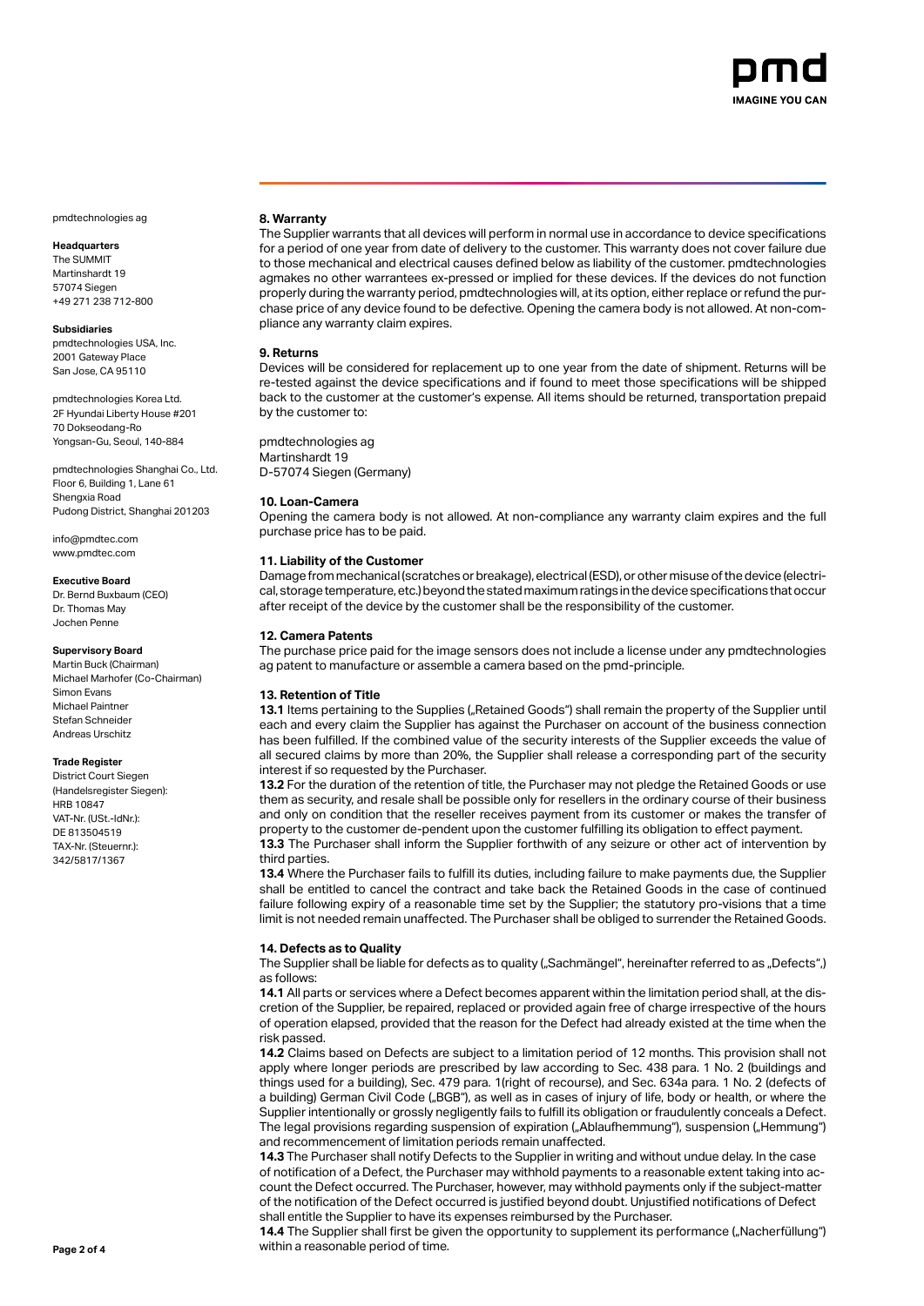pmdtechnologies ag

**Headquarters**
The SUMMIT
Martinshardt 19
57074 Siegen
+49 271 238 712-800

**Subsidiaries**
pmdtechnologies USA, Inc.
2001 Gateway Place
San Jose, CA 95110

pmdtechnologies Korea Ltd.
2F Hyundai Liberty House #201
70 Dokseodang-Ro
Yongsan-Gu, Seoul, 140-884

pmdtechnologies Shanghai Co., Ltd.
Floor 6, Building 1, Lane 61
Shengxia Road
Pudong District, Shanghai 201203

info@pmdtec.com
www.pmdtec.com

**Executive Board**
Dr. Bernd Buxbaum (CEO)
Dr. Thomas May
Jochen Penne

**Supervisory Board**
Martin Buck (Chairman)
Michael Marhofer (Co-Chairman)
Simon Evans
Michael Paintner
Stefan Schneider
Andreas Urschitz

**Trade Register**
District Court Siegen
(Handelsregister Siegen):
HRB 10847
VAT-Nr. (USt.-IdNr.):
DE 813504519
TAX-Nr. (Steuernr.):
342/5817/1367

**8. Warranty**

The Supplier warrants that all devices will perform in normal use in accordance to device specifications for a period of one year from date of delivery to the customer. This warranty does not cover failure due to those mechanical and electrical causes defined below as liability of the customer. pmdtechnologies agmakes no other warrantees ex-pressed or implied for these devices. If the devices do not function properly during the warranty period, pmdtechnologies will, at its option, either replace or refund the purchase price of any device found to be defective. Opening the camera body is not allowed. At non-compliance any warranty claim expires.

**9. Returns**

Devices will be considered for replacement up to one year from the date of shipment. Returns will be re-tested against the device specifications and if found to meet those specifications will be shipped back to the customer at the customer's expense. All items should be returned, transportation prepaid by the customer to:

pmdtechnologies ag
Martinshardt 19
D-57074 Siegen (Germany)

**10. Loan-Camera**

Opening the camera body is not allowed. At non-compliance any warranty claim expires and the full purchase price has to be paid.

**11. Liability of the Customer**

Damage from mechanical (scratches or breakage), electrical (ESD), or other misuse of the device (electrical, storage temperature, etc.) beyond the stated maximum ratings in the device specifications that occur after receipt of the device by the customer shall be the responsibility of the customer.

**12. Camera Patents**

The purchase price paid for the image sensors does not include a license under any pmdtechnologies ag patent to manufacture or assemble a camera based on the pmd-principle.

**13. Retention of Title**

**13.1** Items pertaining to the Supplies („Retained Goods") shall remain the property of the Supplier until each and every claim the Supplier has against the Purchaser on account of the business connection has been fulfilled. If the combined value of the security interests of the Supplier exceeds the value of all secured claims by more than 20%, the Supplier shall release a corresponding part of the security interest if so requested by the Purchaser.

**13.2** For the duration of the retention of title, the Purchaser may not pledge the Retained Goods or use them as security, and resale shall be possible only for resellers in the ordinary course of their business and only on condition that the reseller receives payment from its customer or makes the transfer of property to the customer de-pendent upon the customer fulfilling its obligation to effect payment.

**13.3** The Purchaser shall inform the Supplier forthwith of any seizure or other act of intervention by third parties.

**13.4** Where the Purchaser fails to fulfill its duties, including failure to make payments due, the Supplier shall be entitled to cancel the contract and take back the Retained Goods in the case of continued failure following expiry of a reasonable time set by the Supplier; the statutory pro-visions that a time limit is not needed remain unaffected. The Purchaser shall be obliged to surrender the Retained Goods.

**14. Defects as to Quality**

The Supplier shall be liable for defects as to quality („Sachmängel", hereinafter referred to as „Defects",) as follows:

**14.1** All parts or services where a Defect becomes apparent within the limitation period shall, at the discretion of the Supplier, be repaired, replaced or provided again free of charge irrespective of the hours of operation elapsed, provided that the reason for the Defect had already existed at the time when the risk passed.

**14.2** Claims based on Defects are subject to a limitation period of 12 months. This provision shall not apply where longer periods are prescribed by law according to Sec. 438 para. 1 No. 2 (buildings and things used for a building), Sec. 479 para. 1(right of recourse), and Sec. 634a para. 1 No. 2 (defects of a building) German Civil Code („BGB"), as well as in cases of injury of life, body or health, or where the Supplier intentionally or grossly negligently fails to fulfill its obligation or fraudulently conceals a Defect. The legal provisions regarding suspension of expiration („Ablaufhemmung"), suspension („Hemmung") and recommencement of limitation periods remain unaffected.

**14.3** The Purchaser shall notify Defects to the Supplier in writing and without undue delay. In the case of notification of a Defect, the Purchaser may withhold payments to a reasonable extent taking into account the Defect occurred. The Purchaser, however, may withhold payments only if the subject-matter of the notification of the Defect occurred is justified beyond doubt. Unjustified notifications of Defect shall entitle the Supplier to have its expenses reimbursed by the Purchaser.

**14.4** The Supplier shall first be given the opportunity to supplement its performance („Nacherfüllung") within a reasonable period of time.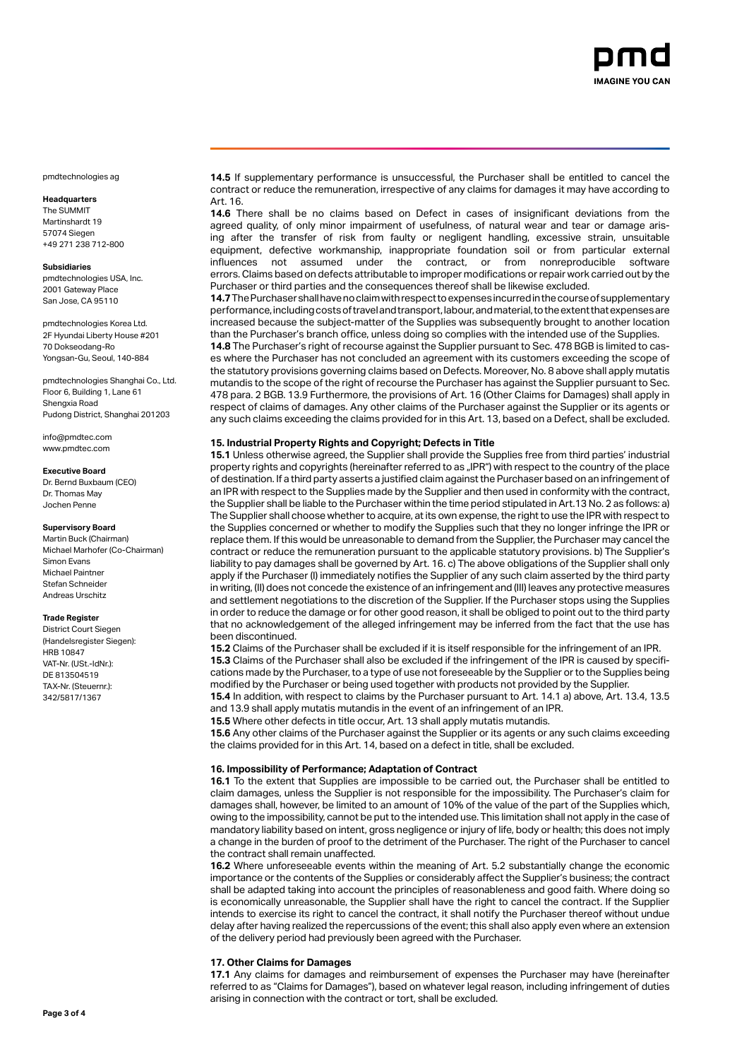**14.5** If supplementary performance is unsuccessful, the Purchaser shall be entitled to cancel the contract or reduce the remuneration, irrespective of any claims for damages it may have according to Art. 16.

**14.6** There shall be no claims based on Defect in cases of insignificant deviations from the agreed quality, of only minor impairment of usefulness, of natural wear and tear or damage arising after the transfer of risk from faulty or negligent handling, excessive strain, unsuitable equipment, defective workmanship, inappropriate foundation soil or from particular external influences not assumed under the contract, or from nonreproducible software errors. Claims based on defects attributable to improper modifications or repair work carried out by the Purchaser or third parties and the consequences thereof shall be likewise excluded.

**14.7** The Purchaser shall have no claim with respect to expenses incurred in the course of supplementary performance, including costs of travel and transport, labour, and material, to the extent that expenses are increased because the subject-matter of the Supplies was subsequently brought to another location than the Purchaser's branch office, unless doing so complies with the intended use of the Supplies.

**14.8** The Purchaser's right of recourse against the Supplier pursuant to Sec. 478 BGB is limited to cases where the Purchaser has not concluded an agreement with its customers exceeding the scope of the statutory provisions governing claims based on Defects. Moreover, No. 8 above shall apply mutatis mutandis to the scope of the right of recourse the Purchaser has against the Supplier pursuant to Sec. 478 para. 2 BGB. 13.9 Furthermore, the provisions of Art. 16 (Other Claims for Damages) shall apply in respect of claims of damages. Any other claims of the Purchaser against the Supplier or its agents or any such claims exceeding the claims provided for in this Art. 13, based on a Defect, shall be excluded.

### 15. Industrial Property Rights and Copyright; Defects in Title

**15.1** Unless otherwise agreed, the Supplier shall provide the Supplies free from third parties' industrial property rights and copyrights (hereinafter referred to as „IPR") with respect to the country of the place of destination. If a third party asserts a justified claim against the Purchaser based on an infringement of an IPR with respect to the Supplies made by the Supplier and then used in conformity with the contract, the Supplier shall be liable to the Purchaser within the time period stipulated in Art.13 No. 2 as follows: a) The Supplier shall choose whether to acquire, at its own expense, the right to use the IPR with respect to the Supplies concerned or whether to modify the Supplies such that they no longer infringe the IPR or replace them. If this would be unreasonable to demand from the Supplier, the Purchaser may cancel the contract or reduce the remuneration pursuant to the applicable statutory provisions. b) The Supplier's liability to pay damages shall be governed by Art. 16. c) The above obligations of the Supplier shall only apply if the Purchaser (I) immediately notifies the Supplier of any such claim asserted by the third party in writing, (II) does not concede the existence of an infringement and (III) leaves any protective measures and settlement negotiations to the discretion of the Supplier. If the Purchaser stops using the Supplies in order to reduce the damage or for other good reason, it shall be obliged to point out to the third party that no acknowledgement of the alleged infringement may be inferred from the fact that the use has been discontinued.

**15.2** Claims of the Purchaser shall be excluded if it is itself responsible for the infringement of an IPR.

**15.3** Claims of the Purchaser shall also be excluded if the infringement of the IPR is caused by specifications made by the Purchaser, to a type of use not foreseeable by the Supplier or to the Supplies being modified by the Purchaser or being used together with products not provided by the Supplier.

**15.4** In addition, with respect to claims by the Purchaser pursuant to Art. 14.1 a) above, Art. 13.4, 13.5 and 13.9 shall apply mutatis mutandis in the event of an infringement of an IPR.

**15.5** Where other defects in title occur, Art. 13 shall apply mutatis mutandis.

**15.6** Any other claims of the Purchaser against the Supplier or its agents or any such claims exceeding the claims provided for in this Art. 14, based on a defect in title, shall be excluded.

### 16. Impossibility of Performance; Adaptation of Contract

**16.1** To the extent that Supplies are impossible to be carried out, the Purchaser shall be entitled to claim damages, unless the Supplier is not responsible for the impossibility. The Purchaser's claim for damages shall, however, be limited to an amount of 10% of the value of the part of the Supplies which, owing to the impossibility, cannot be put to the intended use. This limitation shall not apply in the case of mandatory liability based on intent, gross negligence or injury of life, body or health; this does not imply a change in the burden of proof to the detriment of the Purchaser. The right of the Purchaser to cancel the contract shall remain unaffected.

**16.2** Where unforeseeable events within the meaning of Art. 5.2 substantially change the economic importance or the contents of the Supplies or considerably affect the Supplier's business; the contract shall be adapted taking into account the principles of reasonableness and good faith. Where doing so is economically unreasonable, the Supplier shall have the right to cancel the contract. If the Supplier intends to exercise its right to cancel the contract, it shall notify the Purchaser thereof without undue delay after having realized the repercussions of the event; this shall also apply even where an extension of the delivery period had previously been agreed with the Purchaser.

### 17. Other Claims for Damages

**17.1** Any claims for damages and reimbursement of expenses the Purchaser may have (hereinafter referred to as "Claims for Damages"), based on whatever legal reason, including infringement of duties arising in connection with the contract or tort, shall be excluded.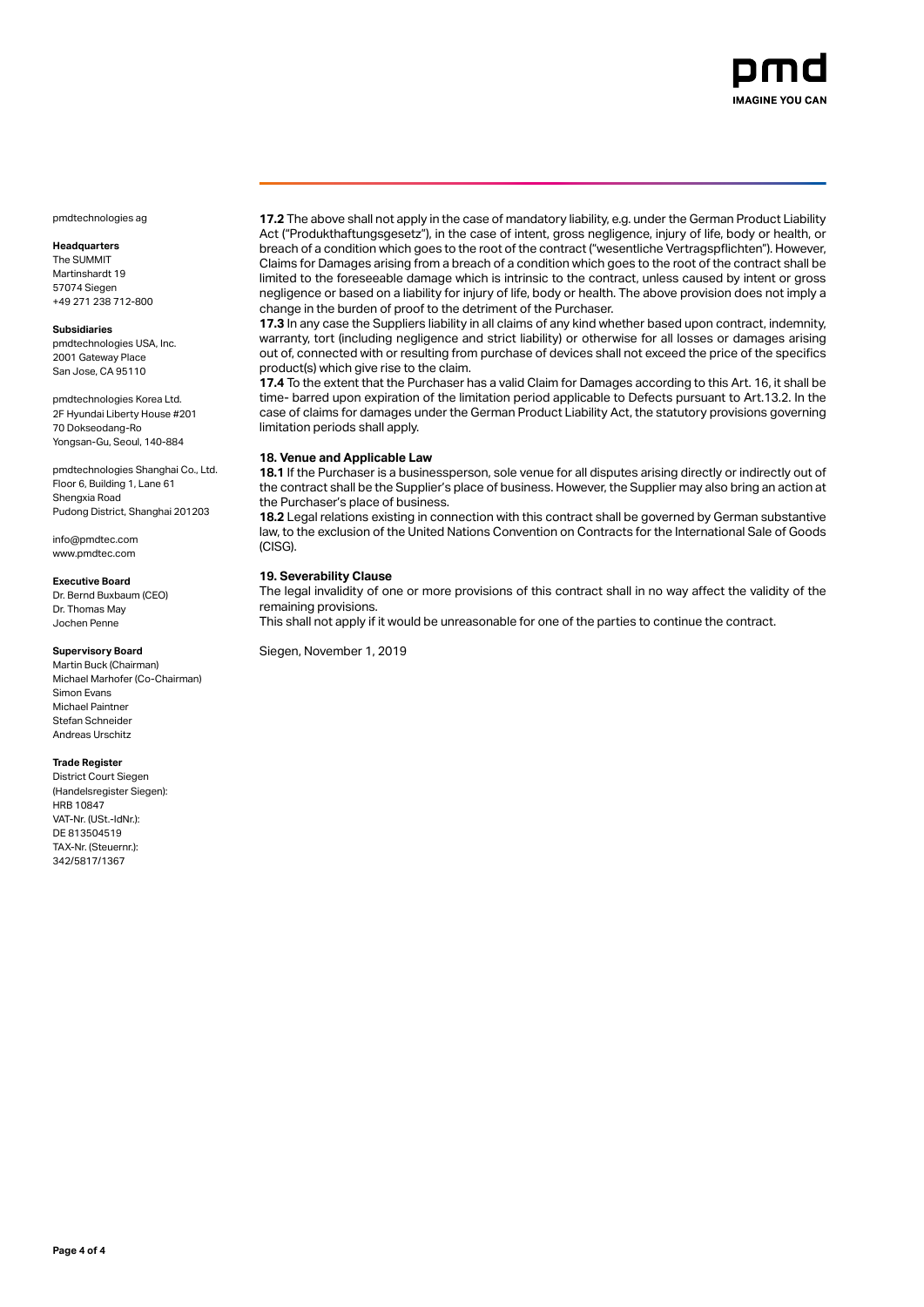pmdtechnologies ag

**Headquarters**
The SUMMIT
Martinshardt 19
57074 Siegen
+49 271 238 712-800

**Subsidiaries**
pmdtechnologies USA, Inc.
2001 Gateway Place
San Jose, CA 95110

pmdtechnologies Korea Ltd.
2F Hyundai Liberty House #201
70 Dokseodang-Ro
Yongsan-Gu, Seoul, 140-884

pmdtechnologies Shanghai Co., Ltd.
Floor 6, Building 1, Lane 61
Shengxia Road
Pudong District, Shanghai 201203

info@pmdtec.com
www.pmdtec.com

**Executive Board**
Dr. Bernd Buxbaum (CEO)
Dr. Thomas May
Jochen Penne

**Supervisory Board**
Martin Buck (Chairman)
Michael Marhofer (Co-Chairman)
Simon Evans
Michael Paintner
Stefan Schneider
Andreas Urschitz

**Trade Register**
District Court Siegen
(Handelsregister Siegen):
HRB 10847
VAT-Nr. (USt.-IdNr.):
DE 813504519
TAX-Nr. (Steuernr.):
342/5817/1367

**17.2** The above shall not apply in the case of mandatory liability, e.g. under the German Product Liability Act ("Produkthaftungsgesetz"), in the case of intent, gross negligence, injury of life, body or health, or breach of a condition which goes to the root of the contract ("wesentliche Vertragspflichten"). However, Claims for Damages arising from a breach of a condition which goes to the root of the contract shall be limited to the foreseeable damage which is intrinsic to the contract, unless caused by intent or gross negligence or based on a liability for injury of life, body or health. The above provision does not imply a change in the burden of proof to the detriment of the Purchaser.
**17.3** In any case the Suppliers liability in all claims of any kind whether based upon contract, indemnity, warranty, tort (including negligence and strict liability) or otherwise for all losses or damages arising out of, connected with or resulting from purchase of devices shall not exceed the price of the specifics product(s) which give rise to the claim.
**17.4** To the extent that the Purchaser has a valid Claim for Damages according to this Art. 16, it shall be time- barred upon expiration of the limitation period applicable to Defects pursuant to Art.13.2. In the case of claims for damages under the German Product Liability Act, the statutory provisions governing limitation periods shall apply.

### 18. Venue and Applicable Law

**18.1** If the Purchaser is a businessperson, sole venue for all disputes arising directly or indirectly out of the contract shall be the Supplier's place of business. However, the Supplier may also bring an action at the Purchaser's place of business.
**18.2** Legal relations existing in connection with this contract shall be governed by German substantive law, to the exclusion of the United Nations Convention on Contracts for the International Sale of Goods (CISG).

### 19. Severability Clause

The legal invalidity of one or more provisions of this contract shall in no way affect the validity of the remaining provisions.
This shall not apply if it would be unreasonable for one of the parties to continue the contract.

Siegen, November 1, 2019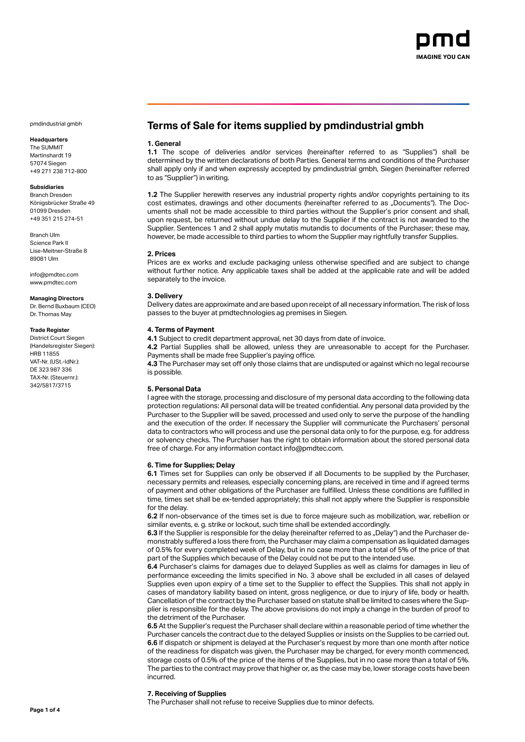pmdindustrial gmbh

**Headquarters**
The SUMMIT
Martinshardt 19
57074 Siegen
+49 271 238 712-800

**Subsidiaries**
Branch Dresden
Königsbrücker Straße 49
01099 Dresden
+49 351 215 274-51

Branch Ulm
Science Park II
Lise-Meitner-Straße 8
89081 Ulm

info@pmdtec.com
www.pmdtec.com

**Managing Directors**
Dr. Bernd Buxbaum (CEO)
Dr. Thomas May

**Trade Register**
District Court Siegen
(Handelsregister Siegen):
HRB 11855
VAT-Nr. (USt.-IdNr.):
DE 323 987 336
TAX-Nr. (Steuernr.):
342/5817/3715

# Terms of Sale for items supplied by pmdindustrial gmbh

## 1. General

**1.1** The scope of deliveries and/or services (hereinafter referred to as "Supplies") shall be determined by the written declarations of both Parties. General terms and conditions of the Purchaser shall apply only if and when expressly accepted by pmdindustrial gmbh, Siegen (hereinafter referred to as "Supplier") in writing.

**1.2** The Supplier herewith reserves any industrial property rights and/or copyrights pertaining to its cost estimates, drawings and other documents (hereinafter referred to as „Documents"). The Documents shall not be made accessible to third parties without the Supplier's prior consent and shall, upon request, be returned without undue delay to the Supplier if the contract is not awarded to the Supplier. Sentences 1 and 2 shall apply mutatis mutandis to documents of the Purchaser; these may, however, be made accessible to third parties to whom the Supplier may rightfully transfer Supplies.

## 2. Prices

Prices are ex works and exclude packaging unless otherwise specified and are subject to change without further notice. Any applicable taxes shall be added at the applicable rate and will be added separately to the invoice.

## 3. Delivery

Delivery dates are approximate and are based upon receipt of all necessary information. The risk of loss passes to the buyer at pmdtechnologies ag premises in Siegen.

## 4. Terms of Payment

**4.1** Subject to credit department approval, net 30 days from date of invoice.
**4.2** Partial Supplies shall be allowed, unless they are unreasonable to accept for the Purchaser. Payments shall be made free Supplier's paying office.
**4.3** The Purchaser may set off only those claims that are undisputed or against which no legal recourse is possible.

## 5. Personal Data

I agree with the storage, processing and disclosure of my personal data according to the following data protection regulations: All personal data will be treated confidential. Any personal data provided by the Purchaser to the Supplier will be saved, processed and used only to serve the purpose of the handling and the execution of the order. If necessary the Supplier will communicate the Purchasers' personal data to contractors who will process and use the personal data only to for the purpose, e.g. for address or solvency checks. The Purchaser has the right to obtain information about the stored personal data free of charge. For any information contact info@pmdtec.com.

## 6. Time for Supplies; Delay

**6.1** Times set for Supplies can only be observed if all Documents to be supplied by the Purchaser, necessary permits and releases, especially concerning plans, are received in time and if agreed terms of payment and other obligations of the Purchaser are fulfilled. Unless these conditions are fulfilled in time, times set shall be ex-tended appropriately; this shall not apply where the Supplier is responsible for the delay.
**6.2** If non-observance of the times set is due to force majeure such as mobilization, war, rebellion or similar events, e. g. strike or lockout, such time shall be extended accordingly.
**6.3** If the Supplier is responsible for the delay (hereinafter referred to as „Delay") and the Purchaser demonstrably suffered a loss there from, the Purchaser may claim a compensation as liquidated damages of 0.5% for every completed week of Delay, but in no case more than a total of 5% of the price of that part of the Supplies which because of the Delay could not be put to the intended use.
**6.4** Purchaser's claims for damages due to delayed Supplies as well as claims for damages in lieu of performance exceeding the limits specified in No. 3 above shall be excluded in all cases of delayed Supplies even upon expiry of a time set to the Supplier to effect the Supplies. This shall not apply in cases of mandatory liability based on intent, gross negligence, or due to injury of life, body or health. Cancellation of the contract by the Purchaser based on statute shall be limited to cases where the Supplier is responsible for the delay. The above provisions do not imply a change in the burden of proof to the detriment of the Purchaser.
**6.5** At the Supplier's request the Purchaser shall declare within a reasonable period of time whether the Purchaser cancels the contract due to the delayed Supplies or insists on the Supplies to be carried out.
**6.6** If dispatch or shipment is delayed at the Purchaser's request by more than one month after notice of the readiness for dispatch was given, the Purchaser may be charged, for every month commenced, storage costs of 0.5% of the price of the items of the Supplies, but in no case more than a total of 5%. The parties to the contract may prove that higher or, as the case may be, lower storage costs have been incurred.

## 7. Receiving of Supplies

The Purchaser shall not refuse to receive Supplies due to minor defects.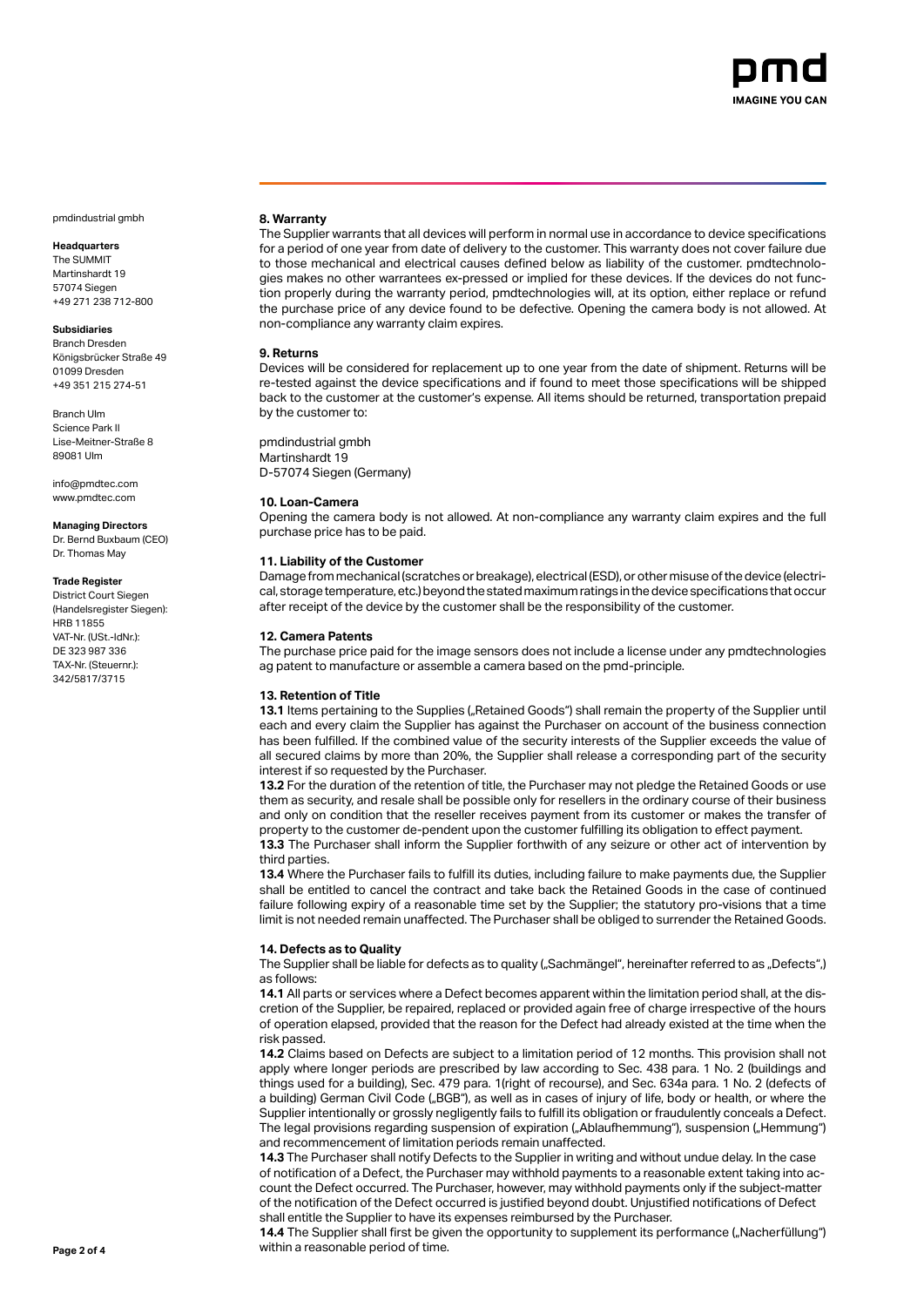pmdindustrial gmbh

**Headquarters**
The SUMMIT
Martinshardt 19
57074 Siegen
+49 271 238 712-800

**Subsidiaries**
Branch Dresden
Königsbrücker Straße 49
01099 Dresden
+49 351 215 274-51

Branch Ulm
Science Park II
Lise-Meitner-Straße 8
89081 Ulm

info@pmdtec.com
www.pmdtec.com

**Managing Directors**
Dr. Bernd Buxbaum (CEO)
Dr. Thomas May

**Trade Register**
District Court Siegen
(Handelsregister Siegen):
HRB 11855
VAT-Nr. (USt.-IdNr.):
DE 323 987 336
TAX-Nr. (Steuernr.):
342/5817/3715

### 8. Warranty

The Supplier warrants that all devices will perform in normal use in accordance to device specifications for a period of one year from date of delivery to the customer. This warranty does not cover failure due to those mechanical and electrical causes defined below as liability of the customer. pmdtechnologies makes no other warrantees ex-pressed or implied for these devices. If the devices do not function properly during the warranty period, pmdtechnologies will, at its option, either replace or refund the purchase price of any device found to be defective. Opening the camera body is not allowed. At non-compliance any warranty claim expires.

### 9. Returns

Devices will be considered for replacement up to one year from the date of shipment. Returns will be re-tested against the device specifications and if found to meet those specifications will be shipped back to the customer at the customer's expense. All items should be returned, transportation prepaid by the customer to:

pmdindustrial gmbh
Martinshardt 19
D-57074 Siegen (Germany)

### 10. Loan-Camera

Opening the camera body is not allowed. At non-compliance any warranty claim expires and the full purchase price has to be paid.

### 11. Liability of the Customer

Damage from mechanical (scratches or breakage), electrical (ESD), or other misuse of the device (electrical, storage temperature, etc.) beyond the stated maximum ratings in the device specifications that occur after receipt of the device by the customer shall be the responsibility of the customer.

### 12. Camera Patents

The purchase price paid for the image sensors does not include a license under any pmdtechnologies ag patent to manufacture or assemble a camera based on the pmd-principle.

### 13. Retention of Title

**13.1** Items pertaining to the Supplies („Retained Goods") shall remain the property of the Supplier until each and every claim the Supplier has against the Purchaser on account of the business connection has been fulfilled. If the combined value of the security interests of the Supplier exceeds the value of all secured claims by more than 20%, the Supplier shall release a corresponding part of the security interest if so requested by the Purchaser.

**13.2** For the duration of the retention of title, the Purchaser may not pledge the Retained Goods or use them as security, and resale shall be possible only for resellers in the ordinary course of their business and only on condition that the reseller receives payment from its customer or makes the transfer of property to the customer de-pendent upon the customer fulfilling its obligation to effect payment.

**13.3** The Purchaser shall inform the Supplier forthwith of any seizure or other act of intervention by third parties.

**13.4** Where the Purchaser fails to fulfill its duties, including failure to make payments due, the Supplier shall be entitled to cancel the contract and take back the Retained Goods in the case of continued failure following expiry of a reasonable time set by the Supplier; the statutory pro-visions that a time limit is not needed remain unaffected. The Purchaser shall be obliged to surrender the Retained Goods.

### 14. Defects as to Quality

The Supplier shall be liable for defects as to quality („Sachmängel", hereinafter referred to as „Defects",) as follows:

**14.1** All parts or services where a Defect becomes apparent within the limitation period shall, at the discretion of the Supplier, be repaired, replaced or provided again free of charge irrespective of the hours of operation elapsed, provided that the reason for the Defect had already existed at the time when the risk passed.

**14.2** Claims based on Defects are subject to a limitation period of 12 months. This provision shall not apply where longer periods are prescribed by law according to Sec. 438 para. 1 No. 2 (buildings and things used for a building), Sec. 479 para. 1(right of recourse), and Sec. 634a para. 1 No. 2 (defects of a building) German Civil Code („BGB"), as well as in cases of injury of life, body or health, or where the Supplier intentionally or grossly negligently fails to fulfill its obligation or fraudulently conceals a Defect. The legal provisions regarding suspension of expiration („Ablaufhemmung"), suspension („Hemmung") and recommencement of limitation periods remain unaffected.

**14.3** The Purchaser shall notify Defects to the Supplier in writing and without undue delay. In the case of notification of a Defect, the Purchaser may withhold payments to a reasonable extent taking into account the Defect occurred. The Purchaser, however, may withhold payments only if the subject-matter of the notification of the Defect occurred is justified beyond doubt. Unjustified notifications of Defect shall entitle the Supplier to have its expenses reimbursed by the Purchaser.

**14.4** The Supplier shall first be given the opportunity to supplement its performance („Nacherfüllung") within a reasonable period of time.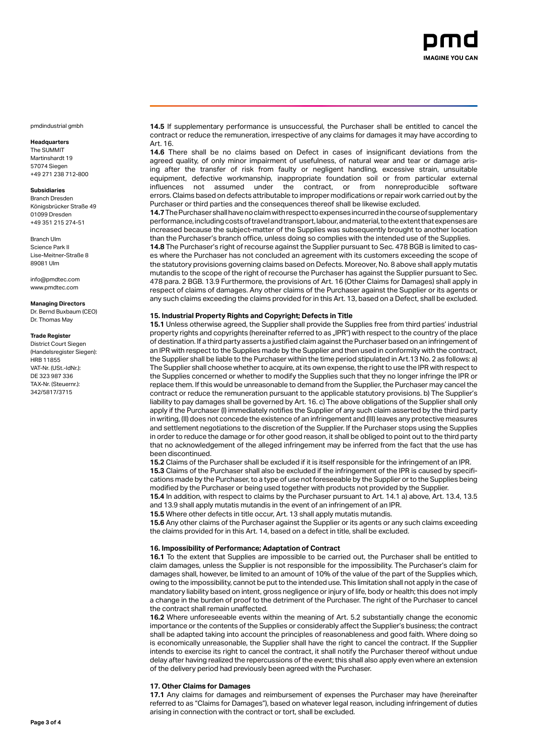pmdindustrial gmbh

**Headquarters**
The SUMMIT
Martinshardt 19
57074 Siegen
+49 271 238 712-800

**Subsidiaries**
Branch Dresden
Königsbrücker Straße 49
01099 Dresden
+49 351 215 274-51

Branch Ulm
Science Park II
Lise-Meitner-Straße 8
89081 Ulm

info@pmdtec.com
www.pmdtec.com

**Managing Directors**
Dr. Bernd Buxbaum (CEO)
Dr. Thomas May

**Trade Register**
District Court Siegen
(Handelsregister Siegen):
HRB 11855
VAT-Nr. (USt.-IdNr.):
DE 323 987 336
TAX-Nr. (Steuernr.):
342/5817/3715

**14.5** If supplementary performance is unsuccessful, the Purchaser shall be entitled to cancel the contract or reduce the remuneration, irrespective of any claims for damages it may have according to Art. 16.

**14.6** There shall be no claims based on Defect in cases of insignificant deviations from the agreed quality, of only minor impairment of usefulness, of natural wear and tear or damage arising after the transfer of risk from faulty or negligent handling, excessive strain, unsuitable equipment, defective workmanship, inappropriate foundation soil or from particular external influences not assumed under the contract, or from nonreproducible software errors. Claims based on defects attributable to improper modifications or repair work carried out by the Purchaser or third parties and the consequences thereof shall be likewise excluded.

**14.7** The Purchaser shall have no claim with respect to expenses incurred in the course of supplementary performance, including costs of travel and transport, labour, and material, to the extent that expenses are increased because the subject-matter of the Supplies was subsequently brought to another location than the Purchaser's branch office, unless doing so complies with the intended use of the Supplies.

**14.8** The Purchaser's right of recourse against the Supplier pursuant to Sec. 478 BGB is limited to cases where the Purchaser has not concluded an agreement with its customers exceeding the scope of the statutory provisions governing claims based on Defects. Moreover, No. 8 above shall apply mutatis mutandis to the scope of the right of recourse the Purchaser has against the Supplier pursuant to Sec. 478 para. 2 BGB. 13.9 Furthermore, the provisions of Art. 16 (Other Claims for Damages) shall apply in respect of claims of damages. Any other claims of the Purchaser against the Supplier or its agents or any such claims exceeding the claims provided for in this Art. 13, based on a Defect, shall be excluded.

### 15. Industrial Property Rights and Copyright; Defects in Title

**15.1** Unless otherwise agreed, the Supplier shall provide the Supplies free from third parties' industrial property rights and copyrights (hereinafter referred to as „IPR") with respect to the country of the place of destination. If a third party asserts a justified claim against the Purchaser based on an infringement of an IPR with respect to the Supplies made by the Supplier and then used in conformity with the contract, the Supplier shall be liable to the Purchaser within the time period stipulated in Art.13 No. 2 as follows: a) The Supplier shall choose whether to acquire, at its own expense, the right to use the IPR with respect to the Supplies concerned or whether to modify the Supplies such that they no longer infringe the IPR or replace them. If this would be unreasonable to demand from the Supplier, the Purchaser may cancel the contract or reduce the remuneration pursuant to the applicable statutory provisions. b) The Supplier's liability to pay damages shall be governed by Art. 16. c) The above obligations of the Supplier shall only apply if the Purchaser (I) immediately notifies the Supplier of any such claim asserted by the third party in writing, (II) does not concede the existence of an infringement and (III) leaves any protective measures and settlement negotiations to the discretion of the Supplier. If the Purchaser stops using the Supplies in order to reduce the damage or for other good reason, it shall be obliged to point out to the third party that no acknowledgement of the alleged infringement may be inferred from the fact that the use has been discontinued.

**15.2** Claims of the Purchaser shall be excluded if it is itself responsible for the infringement of an IPR.

**15.3** Claims of the Purchaser shall also be excluded if the infringement of the IPR is caused by specifications made by the Purchaser, to a type of use not foreseeable by the Supplier or to the Supplies being modified by the Purchaser or being used together with products not provided by the Supplier.

**15.4** In addition, with respect to claims by the Purchaser pursuant to Art. 14.1 a) above, Art. 13.4, 13.5 and 13.9 shall apply mutatis mutandis in the event of an infringement of an IPR.

**15.5** Where other defects in title occur, Art. 13 shall apply mutatis mutandis.

**15.6** Any other claims of the Purchaser against the Supplier or its agents or any such claims exceeding the claims provided for in this Art. 14, based on a defect in title, shall be excluded.

### 16. Impossibility of Performance; Adaptation of Contract

**16.1** To the extent that Supplies are impossible to be carried out, the Purchaser shall be entitled to claim damages, unless the Supplier is not responsible for the impossibility. The Purchaser's claim for damages shall, however, be limited to an amount of 10% of the value of the part of the Supplies which, owing to the impossibility, cannot be put to the intended use. This limitation shall not apply in the case of mandatory liability based on intent, gross negligence or injury of life, body or health; this does not imply a change in the burden of proof to the detriment of the Purchaser. The right of the Purchaser to cancel the contract shall remain unaffected.

**16.2** Where unforeseeable events within the meaning of Art. 5.2 substantially change the economic importance or the contents of the Supplies or considerably affect the Supplier's business; the contract shall be adapted taking into account the principles of reasonableness and good faith. Where doing so is economically unreasonable, the Supplier shall have the right to cancel the contract. If the Supplier intends to exercise its right to cancel the contract, it shall notify the Purchaser thereof without undue delay after having realized the repercussions of the event; this shall also apply even where an extension of the delivery period had previously been agreed with the Purchaser.

### 17. Other Claims for Damages

**17.1** Any claims for damages and reimbursement of expenses the Purchaser may have (hereinafter referred to as "Claims for Damages"), based on whatever legal reason, including infringement of duties arising in connection with the contract or tort, shall be excluded.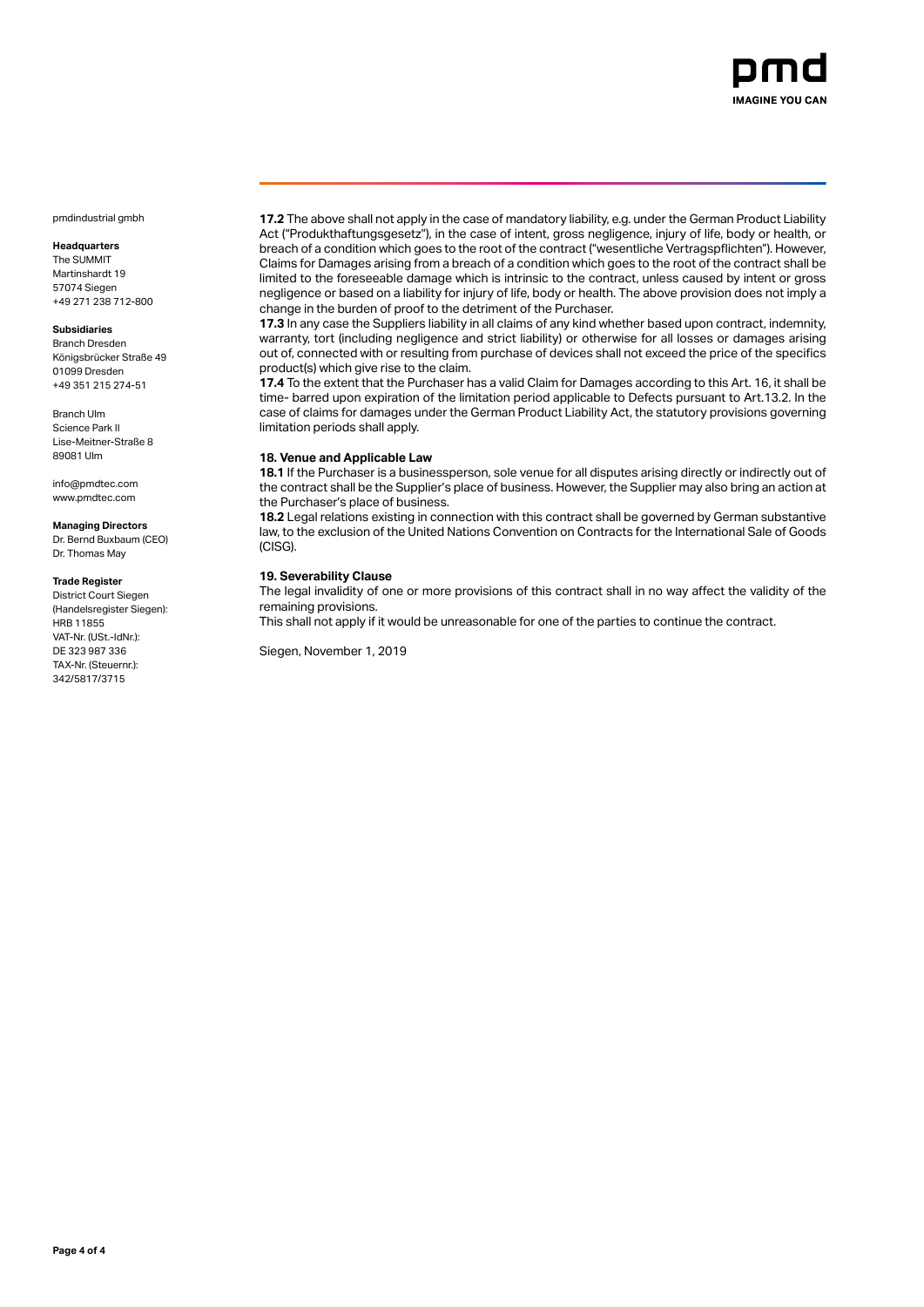pmdindustrial gmbh

**Headquarters**
The SUMMIT
Martinshardt 19
57074 Siegen
+49 271 238 712-800

**Subsidiaries**
Branch Dresden
Königsbrücker Straße 49
01099 Dresden
+49 351 215 274-51

Branch Ulm
Science Park II
Lise-Meitner-Straße 8
89081 Ulm

info@pmdtec.com
www.pmdtec.com

**Managing Directors**
Dr. Bernd Buxbaum (CEO)
Dr. Thomas May

**Trade Register**
District Court Siegen
(Handelsregister Siegen):
HRB 11855
VAT-Nr. (USt.-IdNr.):
DE 323 987 336
TAX-Nr. (Steuernr.):
342/5817/3715

**17.2** The above shall not apply in the case of mandatory liability, e.g. under the German Product Liability Act ("Produkthaftungsgesetz"), in the case of intent, gross negligence, injury of life, body or health, or breach of a condition which goes to the root of the contract ("wesentliche Vertragspflichten"). However, Claims for Damages arising from a breach of a condition which goes to the root of the contract shall be limited to the foreseeable damage which is intrinsic to the contract, unless caused by intent or gross negligence or based on a liability for injury of life, body or health. The above provision does not imply a change in the burden of proof to the detriment of the Purchaser.

**17.3** In any case the Suppliers liability in all claims of any kind whether based upon contract, indemnity, warranty, tort (including negligence and strict liability) or otherwise for all losses or damages arising out of, connected with or resulting from purchase of devices shall not exceed the price of the specifics product(s) which give rise to the claim.

**17.4** To the extent that the Purchaser has a valid Claim for Damages according to this Art. 16, it shall be time- barred upon expiration of the limitation period applicable to Defects pursuant to Art.13.2. In the case of claims for damages under the German Product Liability Act, the statutory provisions governing limitation periods shall apply.

### 18. Venue and Applicable Law

**18.1** If the Purchaser is a businessperson, sole venue for all disputes arising directly or indirectly out of the contract shall be the Supplier's place of business. However, the Supplier may also bring an action at the Purchaser's place of business.

**18.2** Legal relations existing in connection with this contract shall be governed by German substantive law, to the exclusion of the United Nations Convention on Contracts for the International Sale of Goods (CISG).

### 19. Severability Clause

The legal invalidity of one or more provisions of this contract shall in no way affect the validity of the remaining provisions.

This shall not apply if it would be unreasonable for one of the parties to continue the contract.

Siegen, November 1, 2019